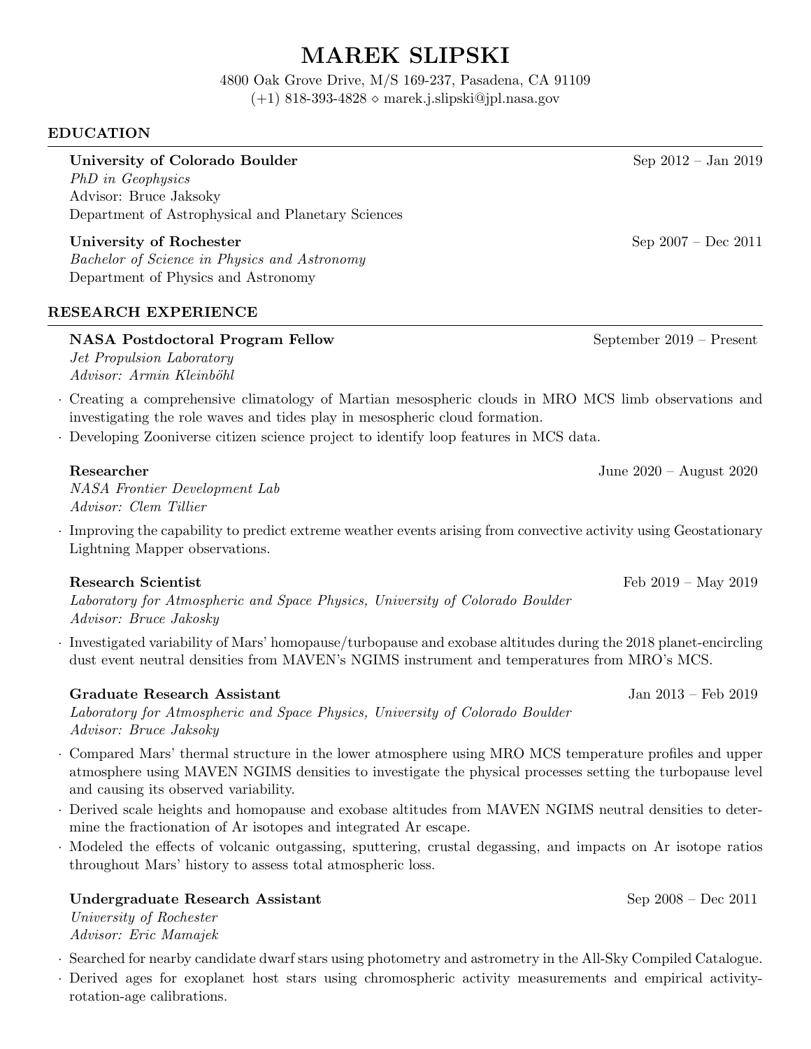# MAREK SLIPSKI

4800 Oak Grove Drive, M/S 169-237, Pasadena, CA 91109
(+1) 818-393-4828 ⋄ marek.j.slipski@jpl.nasa.gov

## EDUCATION

**University of Colorado Boulder** — Sep 2012 – Jan 2019
*PhD in Geophysics*
Advisor: Bruce Jaksoky
Department of Astrophysical and Planetary Sciences

**University of Rochester** — Sep 2007 – Dec 2011
*Bachelor of Science in Physics and Astronomy*
Department of Physics and Astronomy

## RESEARCH EXPERIENCE

**NASA Postdoctoral Program Fellow** — September 2019 – Present
*Jet Propulsion Laboratory*
*Advisor: Armin Kleinböhl*

- Creating a comprehensive climatology of Martian mesospheric clouds in MRO MCS limb observations and investigating the role waves and tides play in mesospheric cloud formation.
- Developing Zooniverse citizen science project to identify loop features in MCS data.

**Researcher** — June 2020 – August 2020
*NASA Frontier Development Lab*
*Advisor: Clem Tillier*

- Improving the capability to predict extreme weather events arising from convective activity using Geostationary Lightning Mapper observations.

**Research Scientist** — Feb 2019 – May 2019
*Laboratory for Atmospheric and Space Physics, University of Colorado Boulder*
*Advisor: Bruce Jakosky*

- Investigated variability of Mars' homopause/turbopause and exobase altitudes during the 2018 planet-encircling dust event neutral densities from MAVEN's NGIMS instrument and temperatures from MRO's MCS.

**Graduate Research Assistant** — Jan 2013 – Feb 2019
*Laboratory for Atmospheric and Space Physics, University of Colorado Boulder*
*Advisor: Bruce Jaksoky*

- Compared Mars' thermal structure in the lower atmosphere using MRO MCS temperature profiles and upper atmosphere using MAVEN NGIMS densities to investigate the physical processes setting the turbopause level and causing its observed variability.
- Derived scale heights and homopause and exobase altitudes from MAVEN NGIMS neutral densities to determine the fractionation of Ar isotopes and integrated Ar escape.
- Modeled the effects of volcanic outgassing, sputtering, crustal degassing, and impacts on Ar isotope ratios throughout Mars' history to assess total atmospheric loss.

**Undergraduate Research Assistant** — Sep 2008 – Dec 2011
*University of Rochester*
*Advisor: Eric Mamajek*

- Searched for nearby candidate dwarf stars using photometry and astrometry in the All-Sky Compiled Catalogue.
- Derived ages for exoplanet host stars using chromospheric activity measurements and empirical activity-rotation-age calibrations.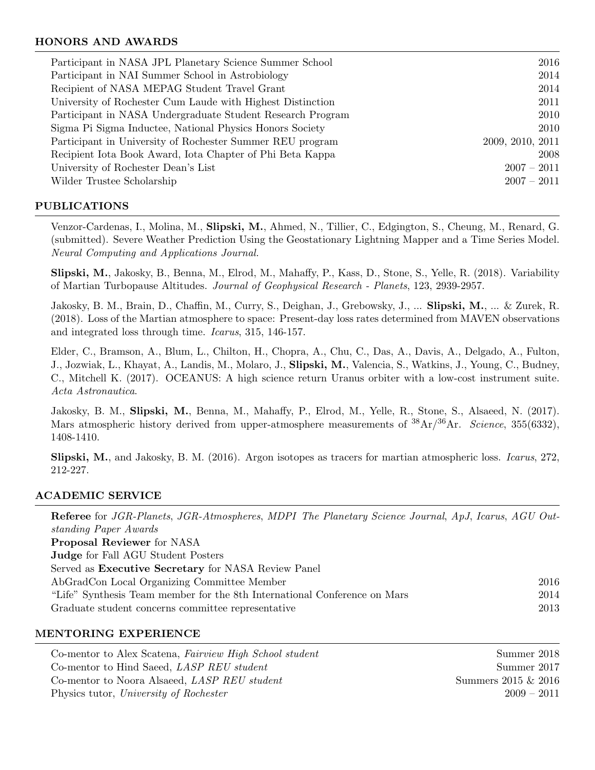## HONORS AND AWARDS

| | |
|---|---|
| Participant in NASA JPL Planetary Science Summer School | 2016 |
| Participant in NAI Summer School in Astrobiology | 2014 |
| Recipient of NASA MEPAG Student Travel Grant | 2014 |
| University of Rochester Cum Laude with Highest Distinction | 2011 |
| Participant in NASA Undergraduate Student Research Program | 2010 |
| Sigma Pi Sigma Inductee, National Physics Honors Society | 2010 |
| Participant in University of Rochester Summer REU program | 2009, 2010, 2011 |
| Recipient Iota Book Award, Iota Chapter of Phi Beta Kappa | 2008 |
| University of Rochester Dean's List | 2007 – 2011 |
| Wilder Trustee Scholarship | 2007 – 2011 |

## PUBLICATIONS

Venzor-Cardenas, I., Molina, M., **Slipski, M.**, Ahmed, N., Tillier, C., Edgington, S., Cheung, M., Renard, G. (submitted). Severe Weather Prediction Using the Geostationary Lightning Mapper and a Time Series Model. *Neural Computing and Applications Journal.*

**Slipski, M.**, Jakosky, B., Benna, M., Elrod, M., Mahaffy, P., Kass, D., Stone, S., Yelle, R. (2018). Variability of Martian Turbopause Altitudes. *Journal of Geophysical Research - Planets*, 123, 2939-2957.

Jakosky, B. M., Brain, D., Chaffin, M., Curry, S., Deighan, J., Grebowsky, J., ... **Slipski, M.**, ... & Zurek, R. (2018). Loss of the Martian atmosphere to space: Present-day loss rates determined from MAVEN observations and integrated loss through time. *Icarus*, 315, 146-157.

Elder, C., Bramson, A., Blum, L., Chilton, H., Chopra, A., Chu, C., Das, A., Davis, A., Delgado, A., Fulton, J., Jozwiak, L., Khayat, A., Landis, M., Molaro, J., **Slipski, M.**, Valencia, S., Watkins, J., Young, C., Budney, C., Mitchell K. (2017). OCEANUS: A high science return Uranus orbiter with a low-cost instrument suite. *Acta Astronautica*.

Jakosky, B. M., **Slipski, M.**, Benna, M., Mahaffy, P., Elrod, M., Yelle, R., Stone, S., Alsaeed, N. (2017). Mars atmospheric history derived from upper-atmosphere measurements of $^{38}$Ar/$^{36}$Ar. *Science*, 355(6332), 1408-1410.

**Slipski, M.**, and Jakosky, B. M. (2016). Argon isotopes as tracers for martian atmospheric loss. *Icarus*, 272, 212-227.

## ACADEMIC SERVICE

**Referee** for *JGR-Planets*, *JGR-Atmospheres*, *MDPI The Planetary Science Journal*, *ApJ*, *Icarus*, *AGU Outstanding Paper Awards*
**Proposal Reviewer** for NASA
**Judge** for Fall AGU Student Posters
Served as **Executive Secretary** for NASA Review Panel

| | |
|---|---|
| AbGradCon Local Organizing Committee Member | 2016 |
| "Life" Synthesis Team member for the 8th International Conference on Mars | 2014 |
| Graduate student concerns committee representative | 2013 |

## MENTORING EXPERIENCE

| | |
|---|---|
| Co-mentor to Alex Scatena, *Fairview High School student* | Summer 2018 |
| Co-mentor to Hind Saeed, *LASP REU student* | Summer 2017 |
| Co-mentor to Noora Alsaeed, *LASP REU student* | Summers 2015 & 2016 |
| Physics tutor, *University of Rochester* | 2009 – 2011 |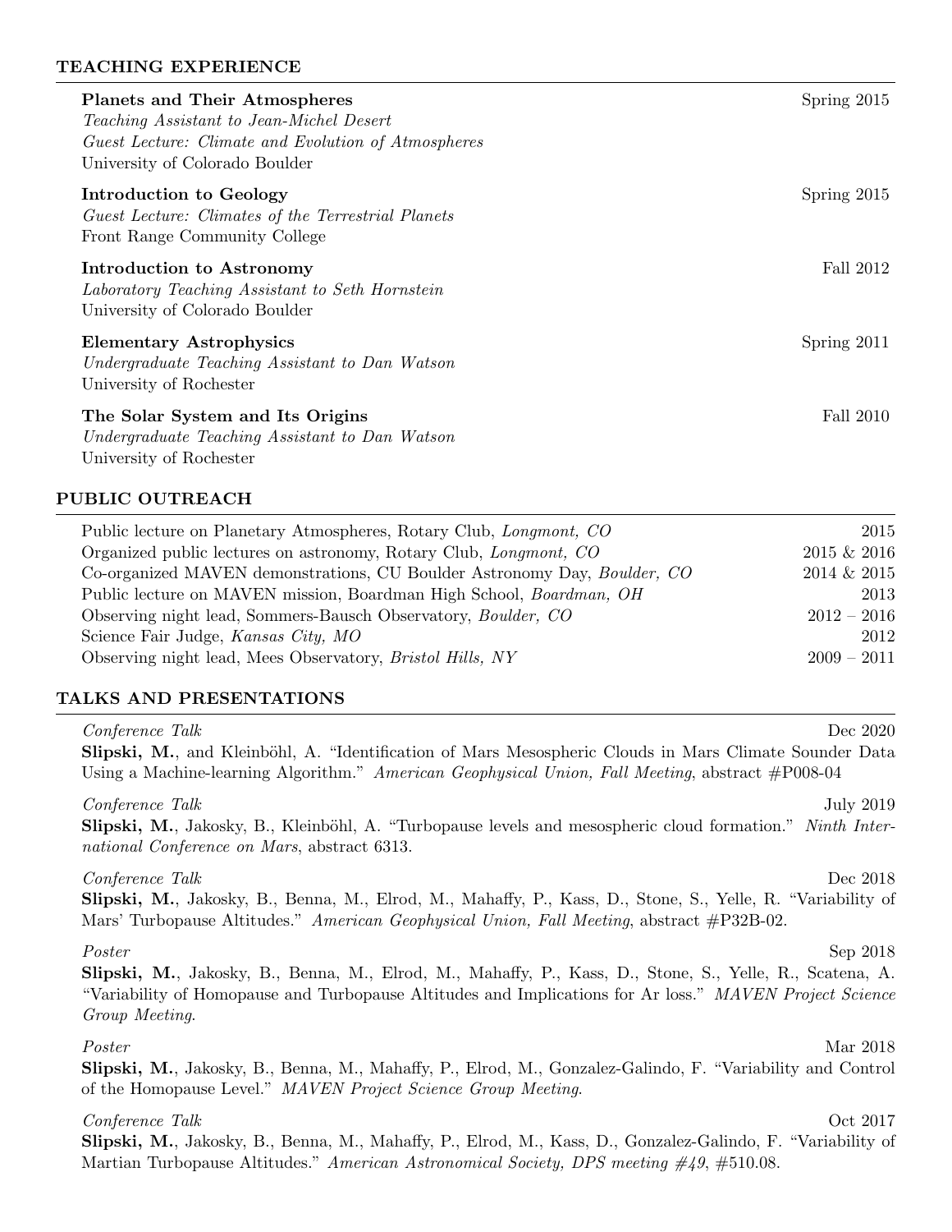## TEACHING EXPERIENCE

**Planets and Their Atmospheres** — Spring 2015
*Teaching Assistant to Jean-Michel Desert*
*Guest Lecture: Climate and Evolution of Atmospheres*
University of Colorado Boulder

**Introduction to Geology** — Spring 2015
*Guest Lecture: Climates of the Terrestrial Planets*
Front Range Community College

**Introduction to Astronomy** — Fall 2012
*Laboratory Teaching Assistant to Seth Hornstein*
University of Colorado Boulder

**Elementary Astrophysics** — Spring 2011
*Undergraduate Teaching Assistant to Dan Watson*
University of Rochester

**The Solar System and Its Origins** — Fall 2010
*Undergraduate Teaching Assistant to Dan Watson*
University of Rochester

## PUBLIC OUTREACH

| | |
|---|---|
| Public lecture on Planetary Atmospheres, Rotary Club, *Longmont, CO* | 2015 |
| Organized public lectures on astronomy, Rotary Club, *Longmont, CO* | 2015 & 2016 |
| Co-organized MAVEN demonstrations, CU Boulder Astronomy Day, *Boulder, CO* | 2014 & 2015 |
| Public lecture on MAVEN mission, Boardman High School, *Boardman, OH* | 2013 |
| Observing night lead, Sommers-Bausch Observatory, *Boulder, CO* | 2012 – 2016 |
| Science Fair Judge, *Kansas City, MO* | 2012 |
| Observing night lead, Mees Observatory, *Bristol Hills, NY* | 2009 – 2011 |

## TALKS AND PRESENTATIONS

*Conference Talk* — Dec 2020
**Slipski, M.**, and Kleinböhl, A. "Identification of Mars Mesospheric Clouds in Mars Climate Sounder Data Using a Machine-learning Algorithm." *American Geophysical Union, Fall Meeting*, abstract #P008-04

*Conference Talk* — July 2019
**Slipski, M.**, Jakosky, B., Kleinböhl, A. "Turbopause levels and mesospheric cloud formation." *Ninth International Conference on Mars*, abstract 6313.

*Conference Talk* — Dec 2018
**Slipski, M.**, Jakosky, B., Benna, M., Elrod, M., Mahaffy, P., Kass, D., Stone, S., Yelle, R. "Variability of Mars' Turbopause Altitudes." *American Geophysical Union, Fall Meeting*, abstract #P32B-02.

*Poster* — Sep 2018
**Slipski, M.**, Jakosky, B., Benna, M., Elrod, M., Mahaffy, P., Kass, D., Stone, S., Yelle, R., Scatena, A. "Variability of Homopause and Turbopause Altitudes and Implications for Ar loss." *MAVEN Project Science Group Meeting*.

*Poster* — Mar 2018
**Slipski, M.**, Jakosky, B., Benna, M., Mahaffy, P., Elrod, M., Gonzalez-Galindo, F. "Variability and Control of the Homopause Level." *MAVEN Project Science Group Meeting*.

*Conference Talk* — Oct 2017
**Slipski, M.**, Jakosky, B., Benna, M., Mahaffy, P., Elrod, M., Kass, D., Gonzalez-Galindo, F. "Variability of Martian Turbopause Altitudes." *American Astronomical Society, DPS meeting #49*, #510.08.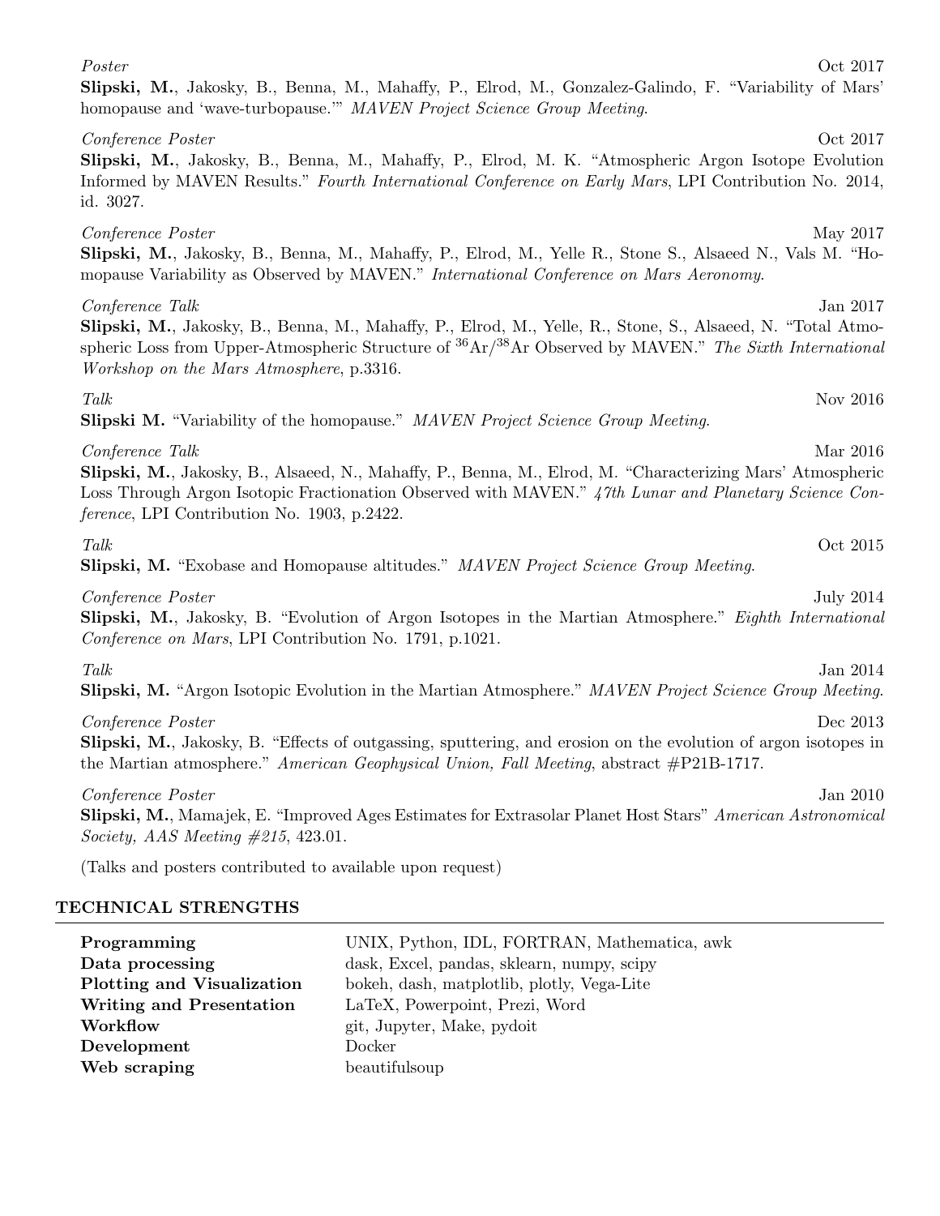*Poster* Oct 2017
**Slipski, M.**, Jakosky, B., Benna, M., Mahaffy, P., Elrod, M., Gonzalez-Galindo, F. "Variability of Mars' homopause and 'wave-turbopause.'" *MAVEN Project Science Group Meeting*.

*Conference Poster* Oct 2017
**Slipski, M.**, Jakosky, B., Benna, M., Mahaffy, P., Elrod, M. K. "Atmospheric Argon Isotope Evolution Informed by MAVEN Results." *Fourth International Conference on Early Mars*, LPI Contribution No. 2014, id. 3027.

*Conference Poster* May 2017
**Slipski, M.**, Jakosky, B., Benna, M., Mahaffy, P., Elrod, M., Yelle R., Stone S., Alsaeed N., Vals M. "Homopause Variability as Observed by MAVEN." *International Conference on Mars Aeronomy*.

*Conference Talk* Jan 2017
**Slipski, M.**, Jakosky, B., Benna, M., Mahaffy, P., Elrod, M., Yelle, R., Stone, S., Alsaeed, N. "Total Atmospheric Loss from Upper-Atmospheric Structure of $^{36}Ar/^{38}Ar$ Observed by MAVEN." *The Sixth International Workshop on the Mars Atmosphere*, p.3316.

*Talk* Nov 2016
**Slipski M.** "Variability of the homopause." *MAVEN Project Science Group Meeting*.

*Conference Talk* Mar 2016
**Slipski, M.**, Jakosky, B., Alsaeed, N., Mahaffy, P., Benna, M., Elrod, M. "Characterizing Mars' Atmospheric Loss Through Argon Isotopic Fractionation Observed with MAVEN." *47th Lunar and Planetary Science Conference*, LPI Contribution No. 1903, p.2422.

*Talk* Oct 2015
**Slipski, M.** "Exobase and Homopause altitudes." *MAVEN Project Science Group Meeting*.

*Conference Poster* July 2014
**Slipski, M.**, Jakosky, B. "Evolution of Argon Isotopes in the Martian Atmosphere." *Eighth International Conference on Mars*, LPI Contribution No. 1791, p.1021.

*Talk* Jan 2014
**Slipski, M.** "Argon Isotopic Evolution in the Martian Atmosphere." *MAVEN Project Science Group Meeting*.

*Conference Poster* Dec 2013
**Slipski, M.**, Jakosky, B. "Effects of outgassing, sputtering, and erosion on the evolution of argon isotopes in the Martian atmosphere." *American Geophysical Union, Fall Meeting*, abstract #P21B-1717.

*Conference Poster* Jan 2010
**Slipski, M.**, Mamajek, E. "Improved Ages Estimates for Extrasolar Planet Host Stars" *American Astronomical Society, AAS Meeting #215*, 423.01.

(Talks and posters contributed to available upon request)

## TECHNICAL STRENGTHS

| | |
|---|---|
| **Programming** | UNIX, Python, IDL, FORTRAN, Mathematica, awk |
| **Data processing** | dask, Excel, pandas, sklearn, numpy, scipy |
| **Plotting and Visualization** | bokeh, dash, matplotlib, plotly, Vega-Lite |
| **Writing and Presentation** | LaTeX, Powerpoint, Prezi, Word |
| **Workflow** | git, Jupyter, Make, pydoit |
| **Development** | Docker |
| **Web scraping** | beautifulsoup |